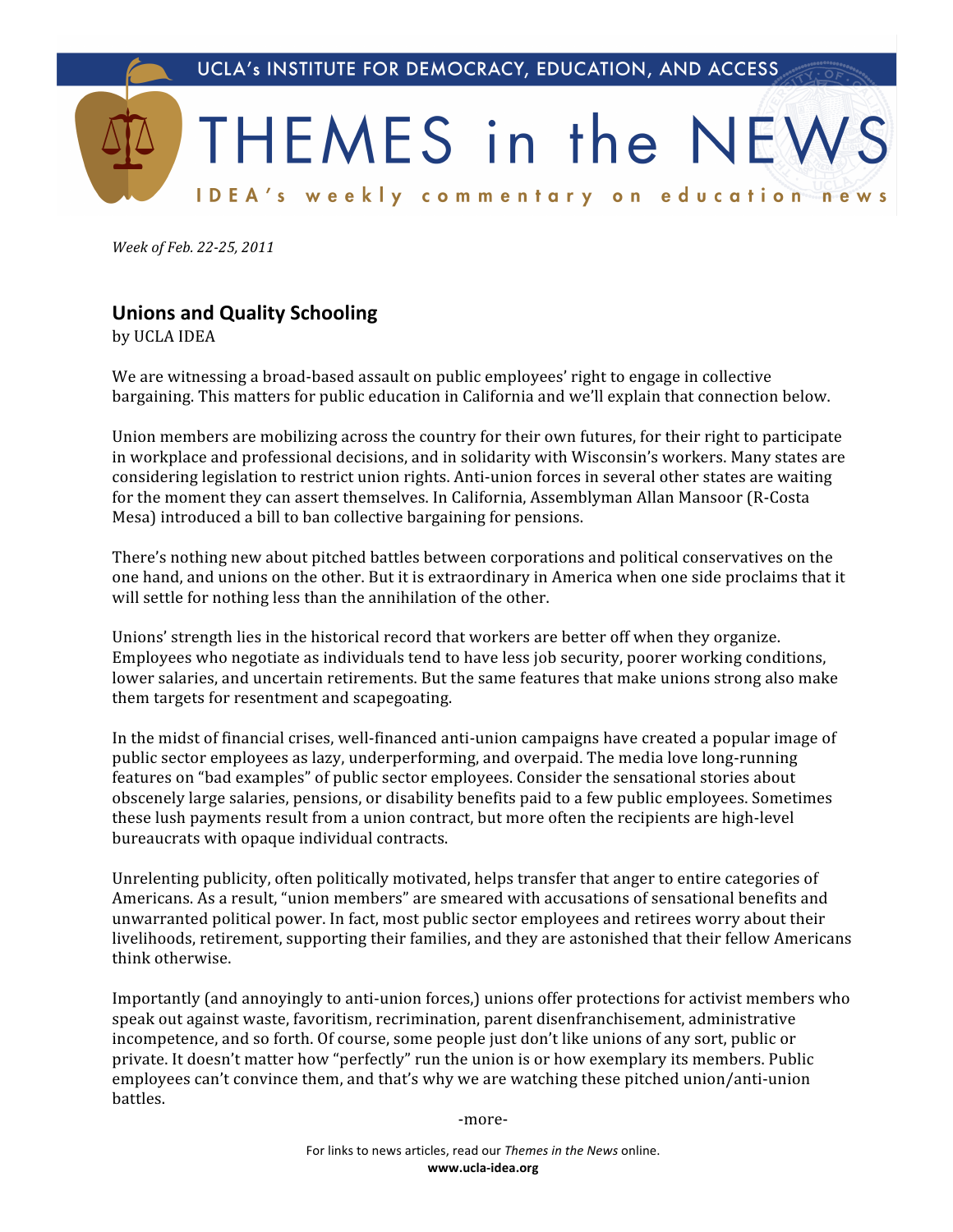UCLA's INSTITUTE FOR DEMOCRACY, EDUCATION, AND ACCESS

# THEMES in the NEWS

IDEA's weekly commentary on education news

*Week of Feb. 22-25, 2011*

## Unions and Quality Schooling

by UCLA IDEA

We are witnessing a broad-based assault on public employees' right to engage in collective bargaining. This matters for public education in California and we'll explain that connection below.

Union members are mobilizing across the country for their own futures, for their right to participate in workplace and professional decisions, and in solidarity with Wisconsin's workers. Many states are considering legislation to restrict union rights. Anti-union forces in several other states are waiting for the moment they can assert themselves. In California, Assemblyman Allan Mansoor (R-Costa Mesa) introduced a bill to ban collective bargaining for pensions.

There's nothing new about pitched battles between corporations and political conservatives on the one hand, and unions on the other. But it is extraordinary in America when one side proclaims that it will settle for nothing less than the annihilation of the other.

Unions' strength lies in the historical record that workers are better off when they organize. Employees who negotiate as individuals tend to have less job security, poorer working conditions, lower salaries, and uncertain retirements. But the same features that make unions strong also make them targets for resentment and scapegoating.

In the midst of financial crises, well-financed anti-union campaigns have created a popular image of public sector employees as lazy, underperforming, and overpaid. The media love long-running features on "bad examples" of public sector employees. Consider the sensational stories about obscenely large salaries, pensions, or disability benefits paid to a few public employees. Sometimes these lush payments result from a union contract, but more often the recipients are high-level bureaucrats with opaque individual contracts.

Unrelenting publicity, often politically motivated, helps transfer that anger to entire categories of Americans. As a result, "union members" are smeared with accusations of sensational benefits and unwarranted political power. In fact, most public sector employees and retirees worry about their livelihoods, retirement, supporting their families, and they are astonished that their fellow Americans think otherwise.

Importantly (and annoyingly to anti-union forces,) unions offer protections for activist members who speak out against waste, favoritism, recrimination, parent disenfranchisement, administrative incompetence, and so forth. Of course, some people just don't like unions of any sort, public or private. It doesn't matter how "perfectly" run the union is or how exemplary its members. Public employees can't convince them, and that's why we are watching these pitched union/anti-union battles.

-more-

For links to news articles, read our *Themes in the News* online.
**www.ucla-idea.org**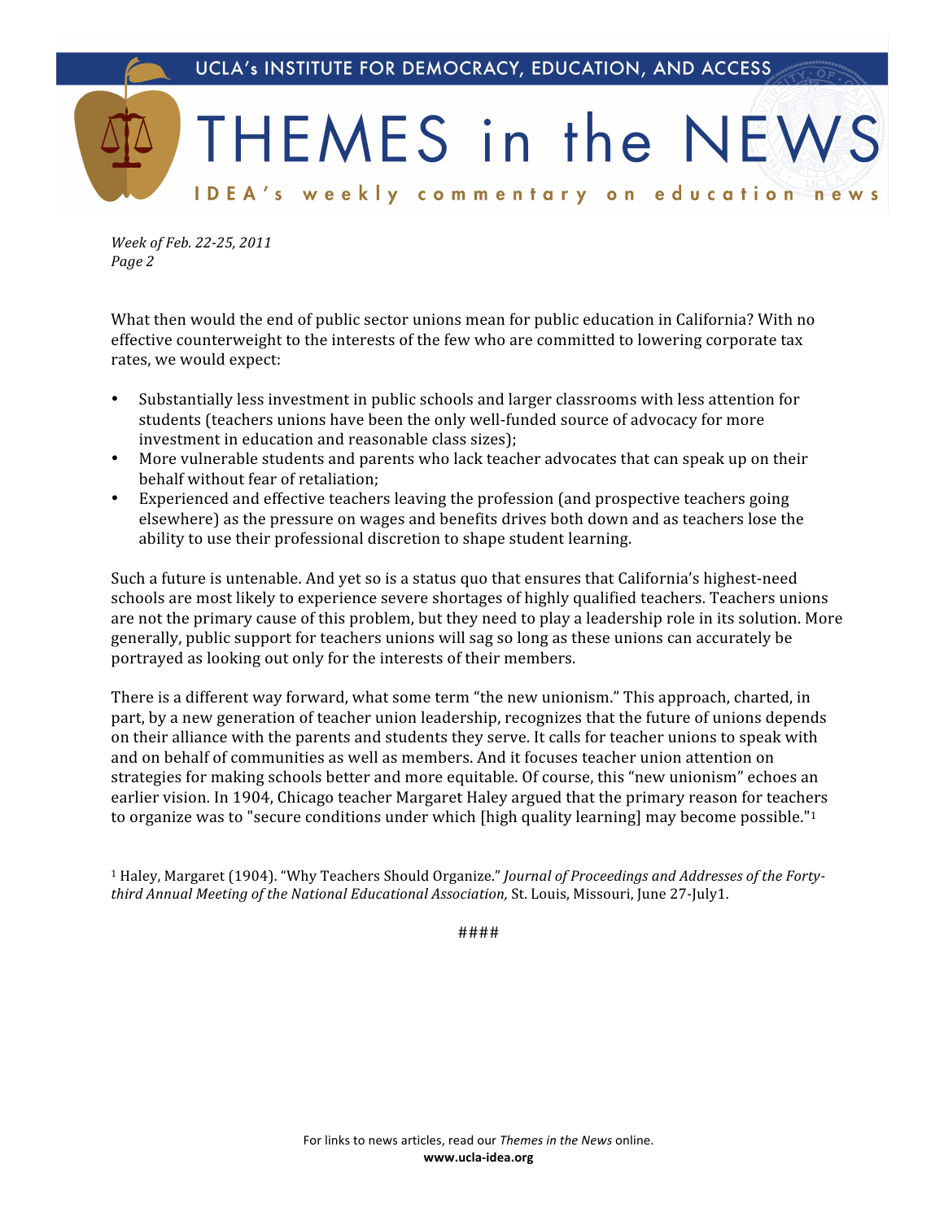What then would the end of public sector unions mean for public education in California? With no effective counterweight to the interests of the few who are committed to lowering corporate tax rates, we would expect:

- Substantially less investment in public schools and larger classrooms with less attention for students (teachers unions have been the only well-funded source of advocacy for more investment in education and reasonable class sizes);
- More vulnerable students and parents who lack teacher advocates that can speak up on their behalf without fear of retaliation;
- Experienced and effective teachers leaving the profession (and prospective teachers going elsewhere) as the pressure on wages and benefits drives both down and as teachers lose the ability to use their professional discretion to shape student learning.

Such a future is untenable. And yet so is a status quo that ensures that California's highest-need schools are most likely to experience severe shortages of highly qualified teachers. Teachers unions are not the primary cause of this problem, but they need to play a leadership role in its solution. More generally, public support for teachers unions will sag so long as these unions can accurately be portrayed as looking out only for the interests of their members.

There is a different way forward, what some term "the new unionism." This approach, charted, in part, by a new generation of teacher union leadership, recognizes that the future of unions depends on their alliance with the parents and students they serve. It calls for teacher unions to speak with and on behalf of communities as well as members. And it focuses teacher union attention on strategies for making schools better and more equitable. Of course, this "new unionism" echoes an earlier vision. In 1904, Chicago teacher Margaret Haley argued that the primary reason for teachers to organize was to "secure conditions under which [high quality learning] may become possible."[1]

[1] Haley, Margaret (1904). "Why Teachers Should Organize." *Journal of Proceedings and Addresses of the Forty-third Annual Meeting of the National Educational Association,* St. Louis, Missouri, June 27-July1.

####

For links to news articles, read our *Themes in the News* online.
**www.ucla-idea.org**